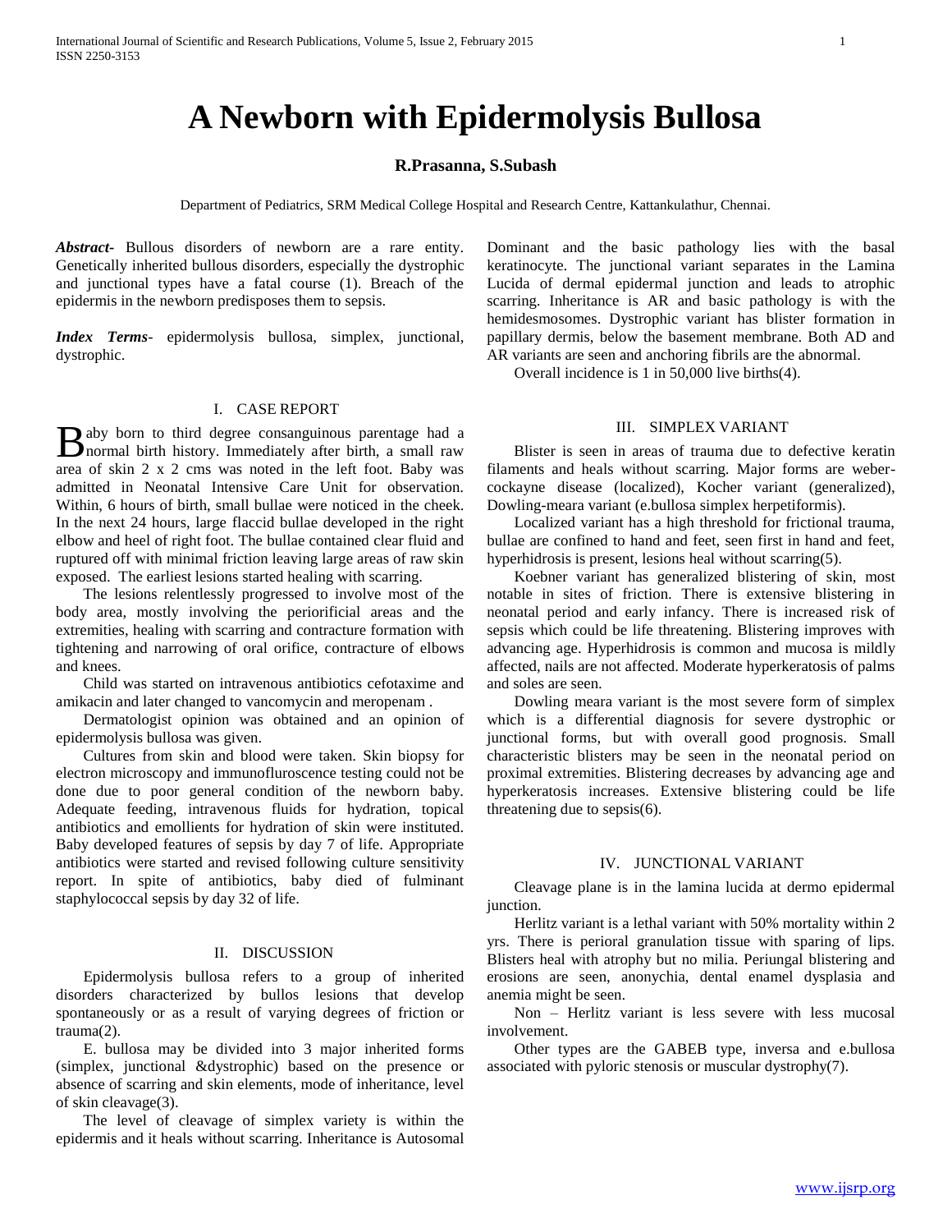# A Newborn with Epidermolysis Bullosa

**R.Prasanna, S.Subash**

Department of Pediatrics, SRM Medical College Hospital and Research Centre, Kattankulathur, Chennai.

***Abstract-*** Bullous disorders of newborn are a rare entity. Genetically inherited bullous disorders, especially the dystrophic and junctional types have a fatal course (1). Breach of the epidermis in the newborn predisposes them to sepsis.

***Index Terms-*** epidermolysis bullosa, simplex, junctional, dystrophic.

## I. CASE REPORT

Baby born to third degree consanguinous parentage had a normal birth history. Immediately after birth, a small raw area of skin 2 x 2 cms was noted in the left foot. Baby was admitted in Neonatal Intensive Care Unit for observation. Within, 6 hours of birth, small bullae were noticed in the cheek. In the next 24 hours, large flaccid bullae developed in the right elbow and heel of right foot. The bullae contained clear fluid and ruptured off with minimal friction leaving large areas of raw skin exposed. The earliest lesions started healing with scarring.

The lesions relentlessly progressed to involve most of the body area, mostly involving the periorificial areas and the extremities, healing with scarring and contracture formation with tightening and narrowing of oral orifice, contracture of elbows and knees.

Child was started on intravenous antibiotics cefotaxime and amikacin and later changed to vancomycin and meropenam .

Dermatologist opinion was obtained and an opinion of epidermolysis bullosa was given.

Cultures from skin and blood were taken. Skin biopsy for electron microscopy and immunofluroscence testing could not be done due to poor general condition of the newborn baby. Adequate feeding, intravenous fluids for hydration, topical antibiotics and emollients for hydration of skin were instituted. Baby developed features of sepsis by day 7 of life. Appropriate antibiotics were started and revised following culture sensitivity report. In spite of antibiotics, baby died of fulminant staphylococcal sepsis by day 32 of life.

## II. DISCUSSION

Epidermolysis bullosa refers to a group of inherited disorders characterized by bullos lesions that develop spontaneously or as a result of varying degrees of friction or trauma(2).

E. bullosa may be divided into 3 major inherited forms (simplex, junctional &dystrophic) based on the presence or absence of scarring and skin elements, mode of inheritance, level of skin cleavage(3).

The level of cleavage of simplex variety is within the epidermis and it heals without scarring. Inheritance is Autosomal Dominant and the basic pathology lies with the basal keratinocyte. The junctional variant separates in the Lamina Lucida of dermal epidermal junction and leads to atrophic scarring. Inheritance is AR and basic pathology is with the hemidesmosomes. Dystrophic variant has blister formation in papillary dermis, below the basement membrane. Both AD and AR variants are seen and anchoring fibrils are the abnormal.

Overall incidence is 1 in 50,000 live births(4).

## III. SIMPLEX VARIANT

Blister is seen in areas of trauma due to defective keratin filaments and heals without scarring. Major forms are weber-cockayne disease (localized), Kocher variant (generalized), Dowling-meara variant (e.bullosa simplex herpetiformis).

Localized variant has a high threshold for frictional trauma, bullae are confined to hand and feet, seen first in hand and feet, hyperhidrosis is present, lesions heal without scarring(5).

Koebner variant has generalized blistering of skin, most notable in sites of friction. There is extensive blistering in neonatal period and early infancy. There is increased risk of sepsis which could be life threatening. Blistering improves with advancing age. Hyperhidrosis is common and mucosa is mildly affected, nails are not affected. Moderate hyperkeratosis of palms and soles are seen.

Dowling meara variant is the most severe form of simplex which is a differential diagnosis for severe dystrophic or junctional forms, but with overall good prognosis. Small characteristic blisters may be seen in the neonatal period on proximal extremities. Blistering decreases by advancing age and hyperkeratosis increases. Extensive blistering could be life threatening due to sepsis(6).

## IV. JUNCTIONAL VARIANT

Cleavage plane is in the lamina lucida at dermo epidermal junction.

Herlitz variant is a lethal variant with 50% mortality within 2 yrs. There is perioral granulation tissue with sparing of lips. Blisters heal with atrophy but no milia. Periungal blistering and erosions are seen, anonychia, dental enamel dysplasia and anemia might be seen.

Non – Herlitz variant is less severe with less mucosal involvement.

Other types are the GABEB type, inversa and e.bullosa associated with pyloric stenosis or muscular dystrophy(7).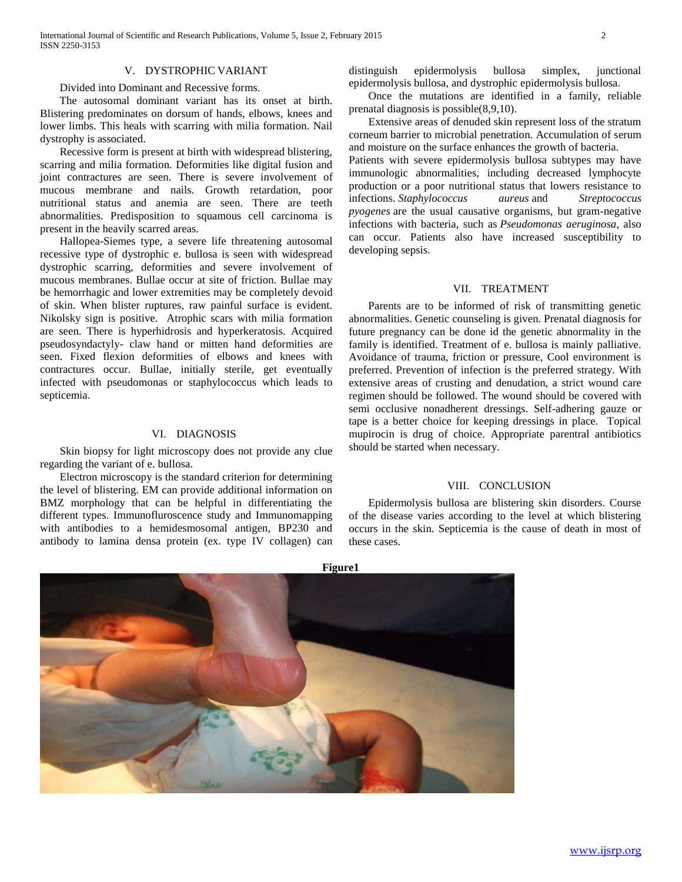## V. DYSTROPHIC VARIANT

Divided into Dominant and Recessive forms.

The autosomal dominant variant has its onset at birth. Blistering predominates on dorsum of hands, elbows, knees and lower limbs. This heals with scarring with milia formation. Nail dystrophy is associated.

Recessive form is present at birth with widespread blistering, scarring and milia formation. Deformities like digital fusion and joint contractures are seen. There is severe involvement of mucous membrane and nails. Growth retardation, poor nutritional status and anemia are seen. There are teeth abnormalities. Predisposition to squamous cell carcinoma is present in the heavily scarred areas.

Hallopea-Siemes type, a severe life threatening autosomal recessive type of dystrophic e. bullosa is seen with widespread dystrophic scarring, deformities and severe involvement of mucous membranes. Bullae occur at site of friction. Bullae may be hemorrhagic and lower extremities may be completely devoid of skin. When blister ruptures, raw painful surface is evident. Nikolsky sign is positive. Atrophic scars with milia formation are seen. There is hyperhidrosis and hyperkeratosis. Acquired pseudosyndactyly- claw hand or mitten hand deformities are seen. Fixed flexion deformities of elbows and knees with contractures occur. Bullae, initially sterile, get eventually infected with pseudomonas or staphylococcus which leads to septicemia.

## VI. DIAGNOSIS

Skin biopsy for light microscopy does not provide any clue regarding the variant of e. bullosa.

Electron microscopy is the standard criterion for determining the level of blistering. EM can provide additional information on BMZ morphology that can be helpful in differentiating the different types. Immunofluroscence study and Immunomapping with antibodies to a hemidesmosomal antigen, BP230 and antibody to lamina densa protein (ex. type IV collagen) can distinguish epidermolysis bullosa simplex, junctional epidermolysis bullosa, and dystrophic epidermolysis bullosa.

Once the mutations are identified in a family, reliable prenatal diagnosis is possible(8,9,10).

Extensive areas of denuded skin represent loss of the stratum corneum barrier to microbial penetration. Accumulation of serum and moisture on the surface enhances the growth of bacteria. Patients with severe epidermolysis bullosa subtypes may have immunologic abnormalities, including decreased lymphocyte production or a poor nutritional status that lowers resistance to infections. *Staphylococcus aureus* and *Streptococcus pyogenes* are the usual causative organisms, but gram-negative infections with bacteria, such as *Pseudomonas aeruginosa*, also can occur. Patients also have increased susceptibility to developing sepsis.

## VII. TREATMENT

Parents are to be informed of risk of transmitting genetic abnormalities. Genetic counseling is given. Prenatal diagnosis for future pregnancy can be done id the genetic abnormality in the family is identified. Treatment of e. bullosa is mainly palliative. Avoidance of trauma, friction or pressure, Cool environment is preferred. Prevention of infection is the preferred strategy. With extensive areas of crusting and denudation, a strict wound care regimen should be followed. The wound should be covered with semi occlusive nonadherent dressings. Self-adhering gauze or tape is a better choice for keeping dressings in place. Topical mupirocin is drug of choice. Appropriate parentral antibiotics should be started when necessary.

## VIII. CONCLUSION

Epidermolysis bullosa are blistering skin disorders. Course of the disease varies according to the level at which blistering occurs in the skin. Septicemia is the cause of death in most of these cases.

**Figure1**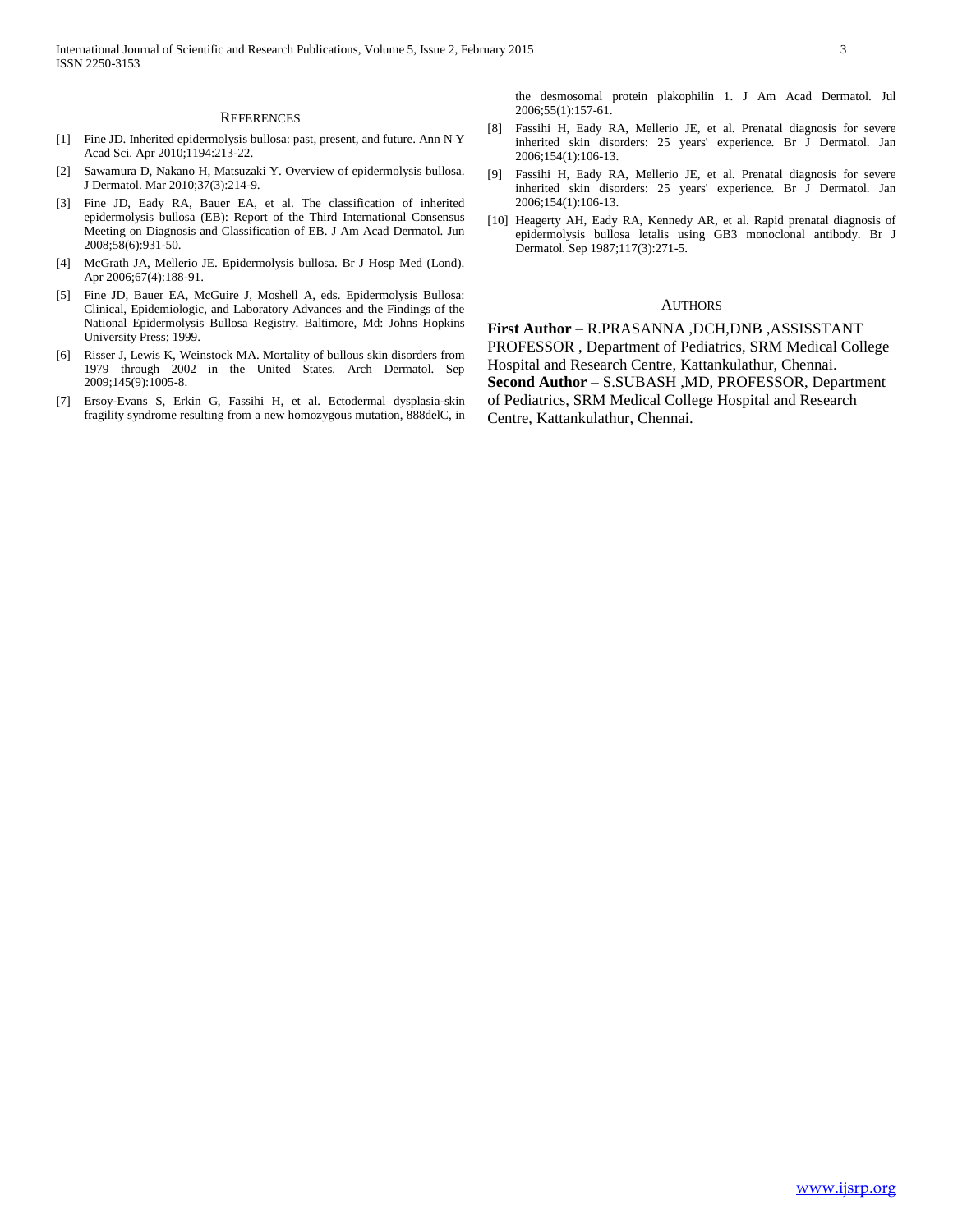## REFERENCES

[1] Fine JD. Inherited epidermolysis bullosa: past, present, and future. Ann N Y Acad Sci. Apr 2010;1194:213-22.

[2] Sawamura D, Nakano H, Matsuzaki Y. Overview of epidermolysis bullosa. J Dermatol. Mar 2010;37(3):214-9.

[3] Fine JD, Eady RA, Bauer EA, et al. The classification of inherited epidermolysis bullosa (EB): Report of the Third International Consensus Meeting on Diagnosis and Classification of EB. J Am Acad Dermatol. Jun 2008;58(6):931-50.

[4] McGrath JA, Mellerio JE. Epidermolysis bullosa. Br J Hosp Med (Lond). Apr 2006;67(4):188-91.

[5] Fine JD, Bauer EA, McGuire J, Moshell A, eds. Epidermolysis Bullosa: Clinical, Epidemiologic, and Laboratory Advances and the Findings of the National Epidermolysis Bullosa Registry. Baltimore, Md: Johns Hopkins University Press; 1999.

[6] Risser J, Lewis K, Weinstock MA. Mortality of bullous skin disorders from 1979 through 2002 in the United States. Arch Dermatol. Sep 2009;145(9):1005-8.

[7] Ersoy-Evans S, Erkin G, Fassihi H, et al. Ectodermal dysplasia-skin fragility syndrome resulting from a new homozygous mutation, 888delC, in the desmosomal protein plakophilin 1. J Am Acad Dermatol. Jul 2006;55(1):157-61.

[8] Fassihi H, Eady RA, Mellerio JE, et al. Prenatal diagnosis for severe inherited skin disorders: 25 years' experience. Br J Dermatol. Jan 2006;154(1):106-13.

[9] Fassihi H, Eady RA, Mellerio JE, et al. Prenatal diagnosis for severe inherited skin disorders: 25 years' experience. Br J Dermatol. Jan 2006;154(1):106-13.

[10] Heagerty AH, Eady RA, Kennedy AR, et al. Rapid prenatal diagnosis of epidermolysis bullosa letalis using GB3 monoclonal antibody. Br J Dermatol. Sep 1987;117(3):271-5.

## AUTHORS

**First Author** – R.PRASANNA ,DCH,DNB ,ASSISSTANT PROFESSOR , Department of Pediatrics, SRM Medical College Hospital and Research Centre, Kattankulathur, Chennai.

**Second Author** – S.SUBASH ,MD, PROFESSOR, Department of Pediatrics, SRM Medical College Hospital and Research Centre, Kattankulathur, Chennai.